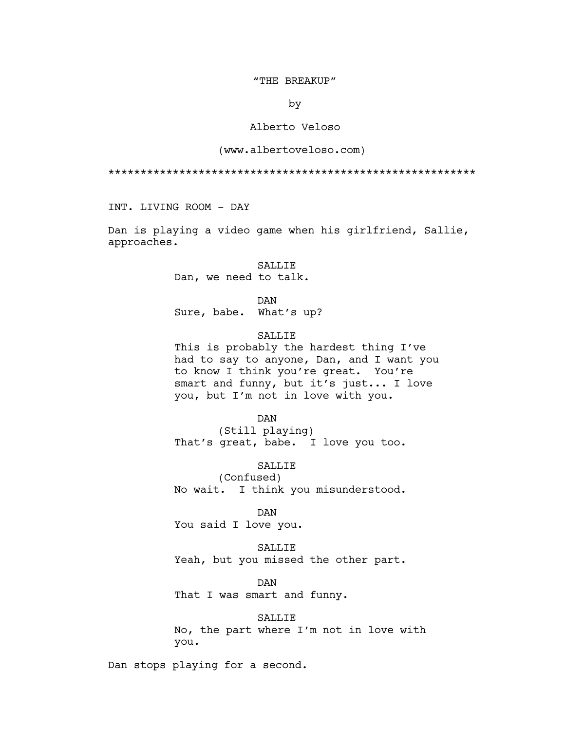# "THE BREAKUP"

by

Alberto Veloso

(www.albertoveloso.com)

*******************************************************

INT. LIVING ROOM - DAY

Dan is playing a video game when his girlfriend, Sallie, approaches.

SALLIE
Dan, we need to talk.

DAN
Sure, babe. What's up?

SALLIE
This is probably the hardest thing I've had to say to anyone, Dan, and I want you to know I think you're great. You're smart and funny, but it's just... I love you, but I'm not in love with you.

DAN
(Still playing)
That's great, babe. I love you too.

SALLIE
(Confused)
No wait. I think you misunderstood.

DAN
You said I love you.

SALLIE
Yeah, but you missed the other part.

DAN
That I was smart and funny.

SALLIE
No, the part where I'm not in love with you.

Dan stops playing for a second.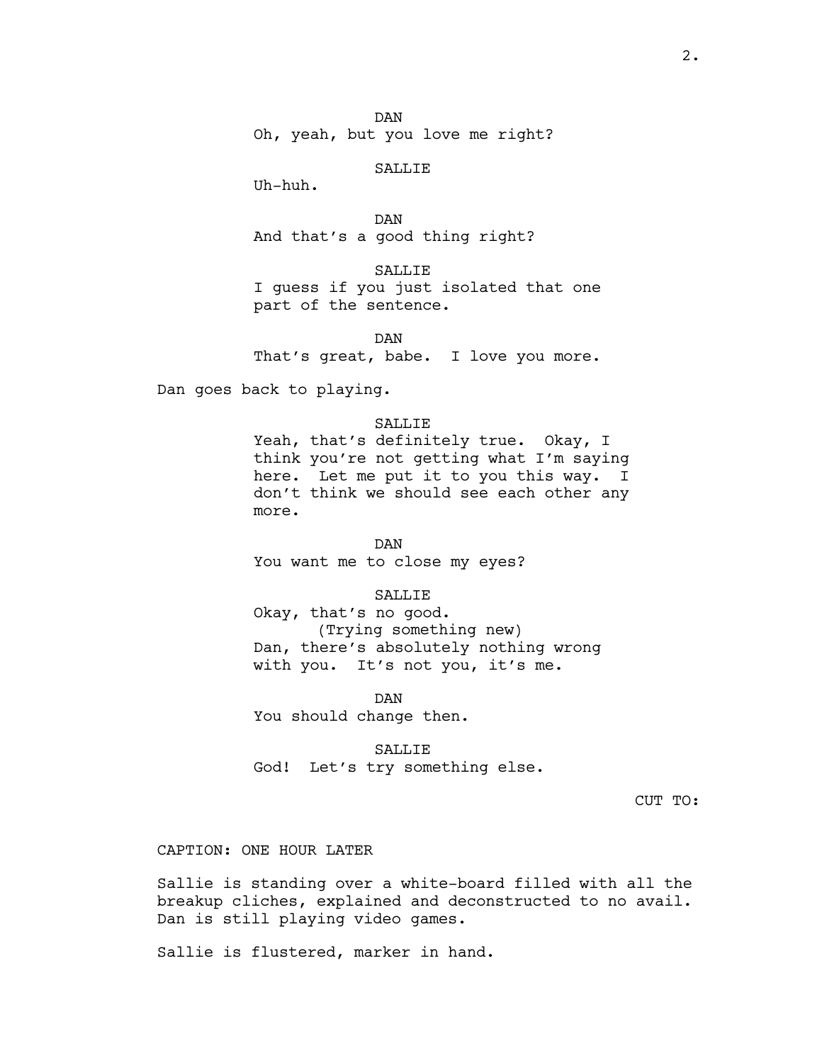DAN
Oh, yeah, but you love me right?

SALLIE
Uh-huh.

DAN
And that's a good thing right?

SALLIE
I guess if you just isolated that one part of the sentence.

DAN
That's great, babe. I love you more.

Dan goes back to playing.

SALLIE
Yeah, that's definitely true. Okay, I think you're not getting what I'm saying here. Let me put it to you this way. I don't think we should see each other any more.

DAN
You want me to close my eyes?

SALLIE
Okay, that's no good.
(Trying something new)
Dan, there's absolutely nothing wrong with you. It's not you, it's me.

DAN
You should change then.

SALLIE
God! Let's try something else.

CUT TO:

CAPTION: ONE HOUR LATER

Sallie is standing over a white-board filled with all the breakup cliches, explained and deconstructed to no avail. Dan is still playing video games.

Sallie is flustered, marker in hand.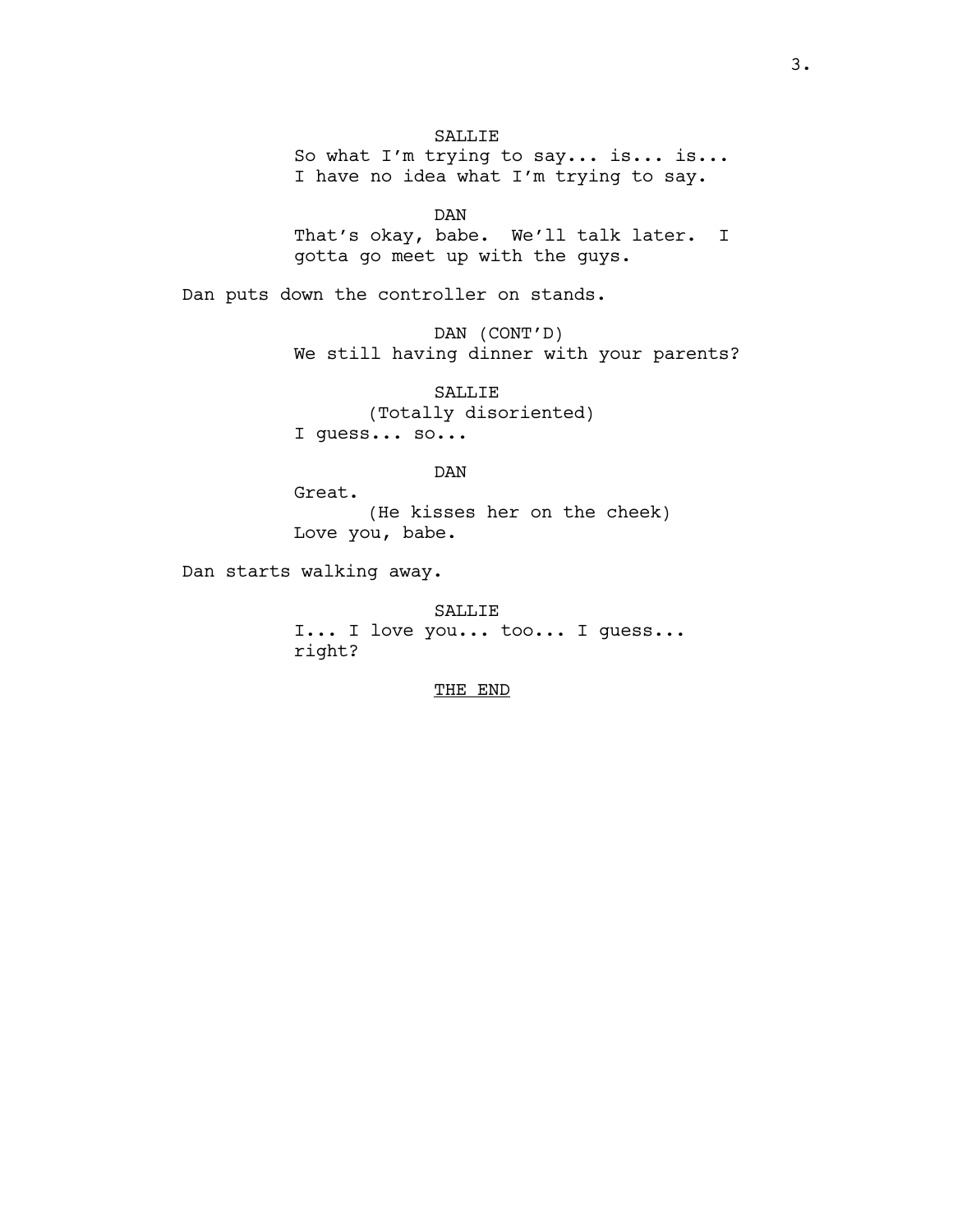SALLIE

So what I'm trying to say... is... is...
I have no idea what I'm trying to say.

DAN

That's okay, babe. We'll talk later. I
gotta go meet up with the guys.

Dan puts down the controller on stands.

DAN (CONT'D)

We still having dinner with your parents?

SALLIE

(Totally disoriented)

I guess... so...

DAN

Great.

(He kisses her on the cheek)

Love you, babe.

Dan starts walking away.

SALLIE

I... I love you... too... I guess...
right?

THE END